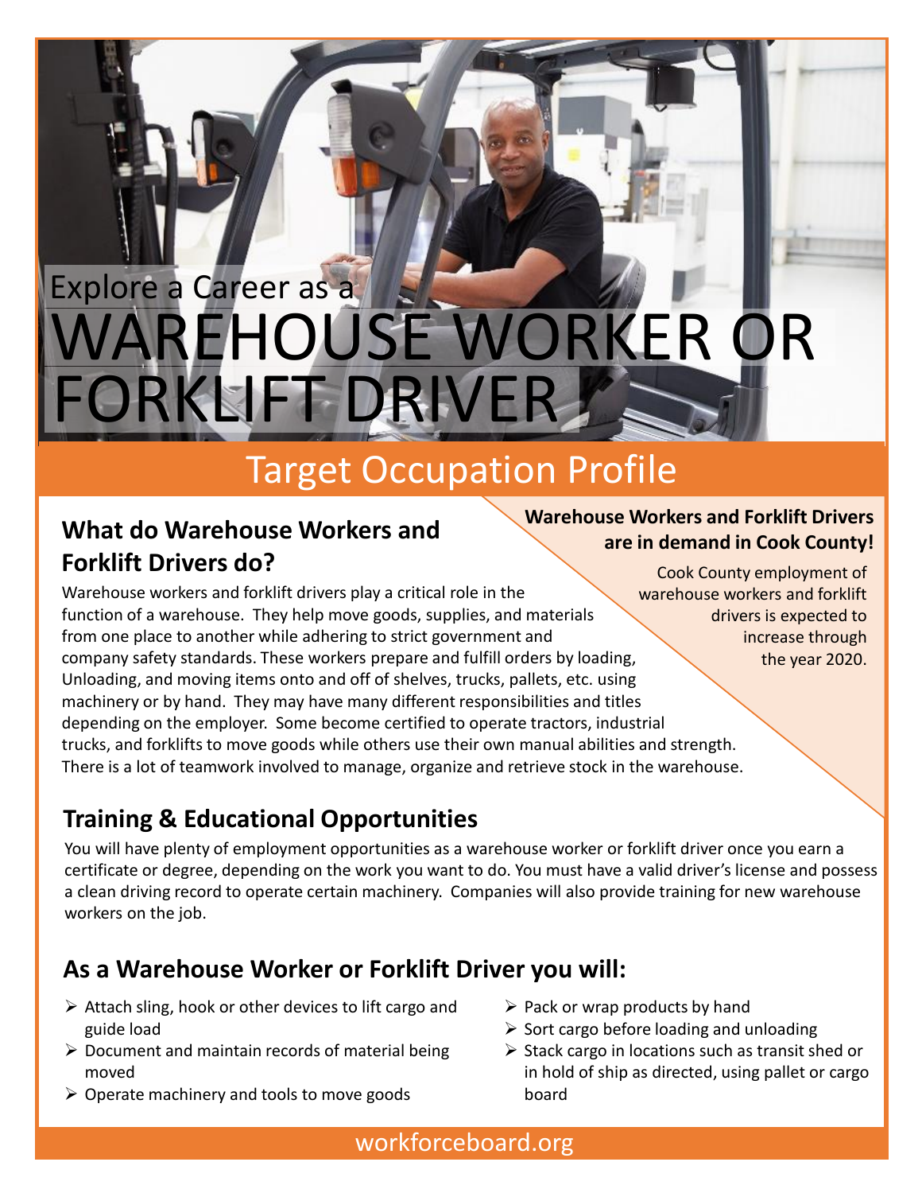Explore a Career as a

# WAREHOUSE WORKER OR FORKLIFT DRIVER

## Target Occupation Profile

### What do Warehouse Workers and Forklift Drivers do?

Warehouse workers and forklift drivers play a critical role in the function of a warehouse. They help move goods, supplies, and materials from one place to another while adhering to strict government and company safety standards. These workers prepare and fulfill orders by loading, Unloading, and moving items onto and off of shelves, trucks, pallets, etc. using machinery or by hand. They may have many different responsibilities and titles depending on the employer. Some become certified to operate tractors, industrial trucks, and forklifts to move goods while others use their own manual abilities and strength. There is a lot of teamwork involved to manage, organize and retrieve stock in the warehouse.

**Warehouse Workers and Forklift Drivers are in demand in Cook County!**

Cook County employment of warehouse workers and forklift drivers is expected to increase through the year 2020.

### Training & Educational Opportunities

You will have plenty of employment opportunities as a warehouse worker or forklift driver once you earn a certificate or degree, depending on the work you want to do. You must have a valid driver's license and possess a clean driving record to operate certain machinery. Companies will also provide training for new warehouse workers on the job.

### As a Warehouse Worker or Forklift Driver you will:

- Attach sling, hook or other devices to lift cargo and guide load
- Document and maintain records of material being moved
- Operate machinery and tools to move goods
- Pack or wrap products by hand
- Sort cargo before loading and unloading
- Stack cargo in locations such as transit shed or in hold of ship as directed, using pallet or cargo board

workforceboard.org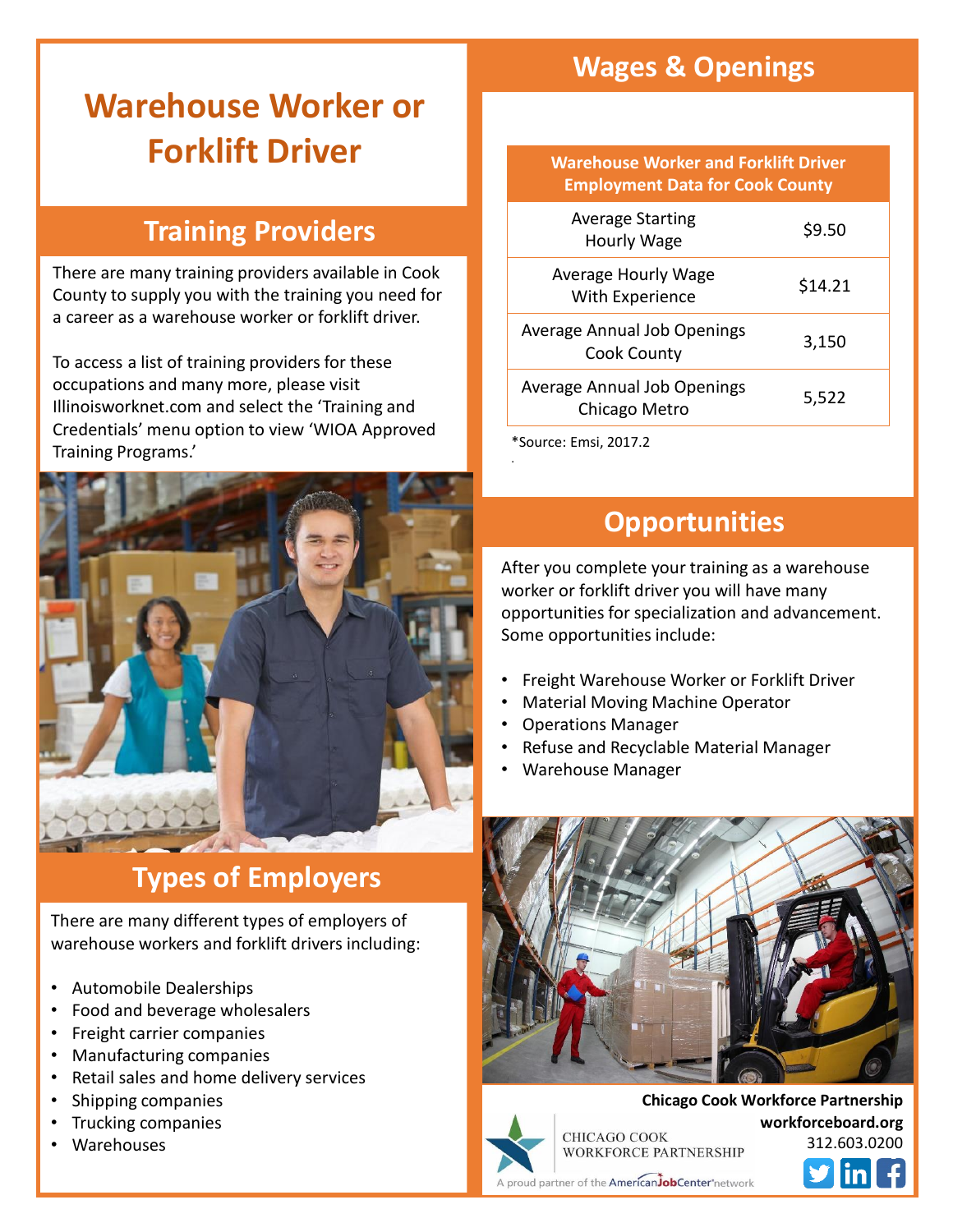# Warehouse Worker or Forklift Driver

## Training Providers

There are many training providers available in Cook County to supply you with the training you need for a career as a warehouse worker or forklift driver.

To access a list of training providers for these occupations and many more, please visit Illinoisworknet.com and select the 'Training and Credentials' menu option to view 'WIOA Approved Training Programs.'

## Types of Employers

There are many different types of employers of warehouse workers and forklift drivers including:

- Automobile Dealerships
- Food and beverage wholesalers
- Freight carrier companies
- Manufacturing companies
- Retail sales and home delivery services
- Shipping companies
- Trucking companies
- Warehouses

## Wages & Openings

| Warehouse Worker and Forklift Driver Employment Data for Cook County | |
|---|---|
| Average Starting Hourly Wage | $9.50 |
| Average Hourly Wage With Experience | $14.21 |
| Average Annual Job Openings Cook County | 3,150 |
| Average Annual Job Openings Chicago Metro | 5,522 |

*Source: Emsi, 2017.2

## Opportunities

After you complete your training as a warehouse worker or forklift driver you will have many opportunities for specialization and advancement. Some opportunities include:

- Freight Warehouse Worker or Forklift Driver
- Material Moving Machine Operator
- Operations Manager
- Refuse and Recyclable Material Manager
- Warehouse Manager

**Chicago Cook Workforce Partnership**
**workforceboard.org**
312.603.0200

CHICAGO COOK WORKFORCE PARTNERSHIP

A proud partner of the AmericanJobCenter network